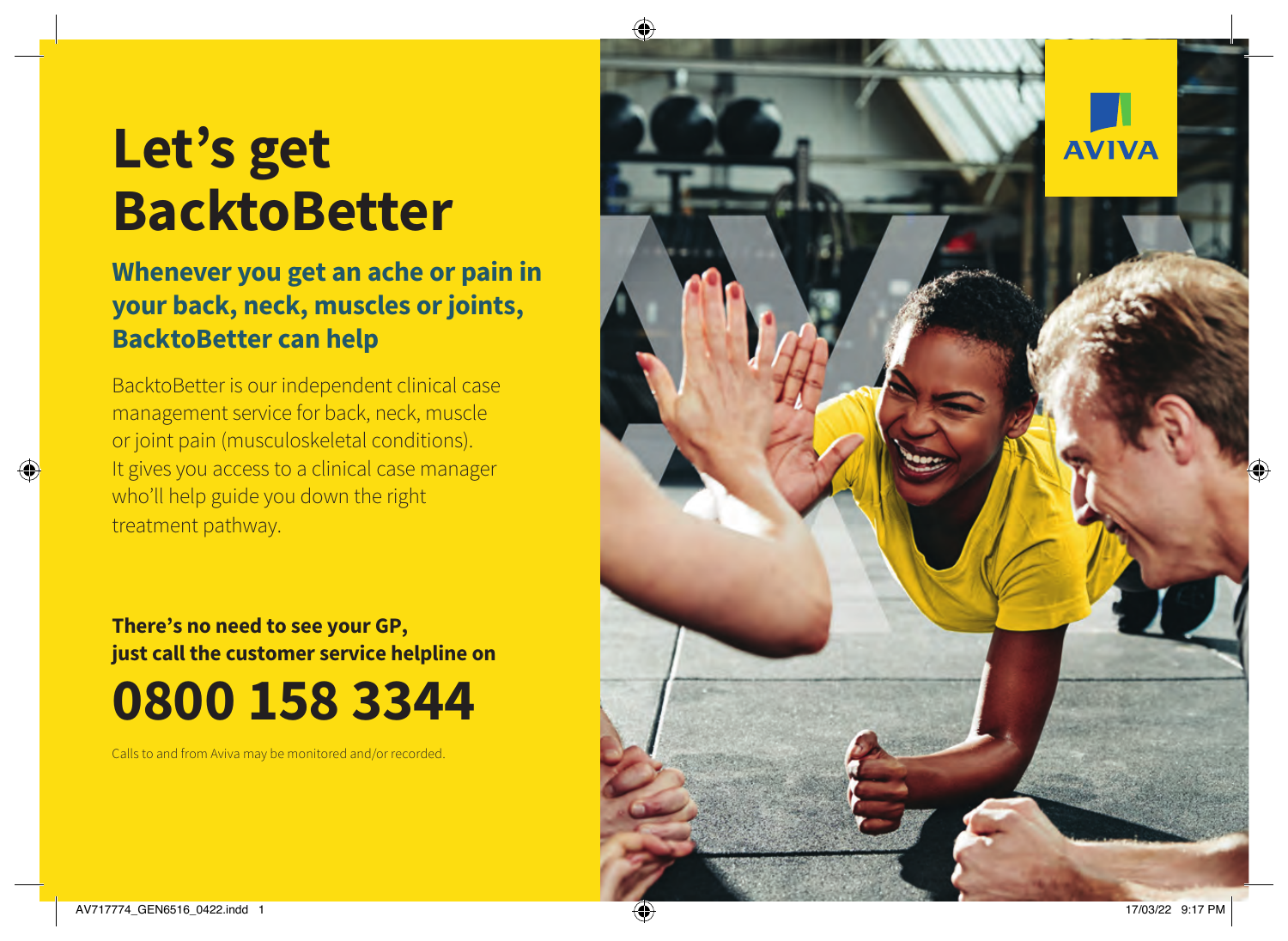# Let's get BacktoBetter

## Whenever you get an ache or pain in your back, neck, muscles or joints, BacktoBetter can help

BacktoBetter is our independent clinical case management service for back, neck, muscle or joint pain (musculoskeletal conditions). It gives you access to a clinical case manager who'll help guide you down the right treatment pathway.

**There's no need to see your GP, just call the customer service helpline on**

# 0800 158 3344

Calls to and from Aviva may be monitored and/or recorded.

AVIVA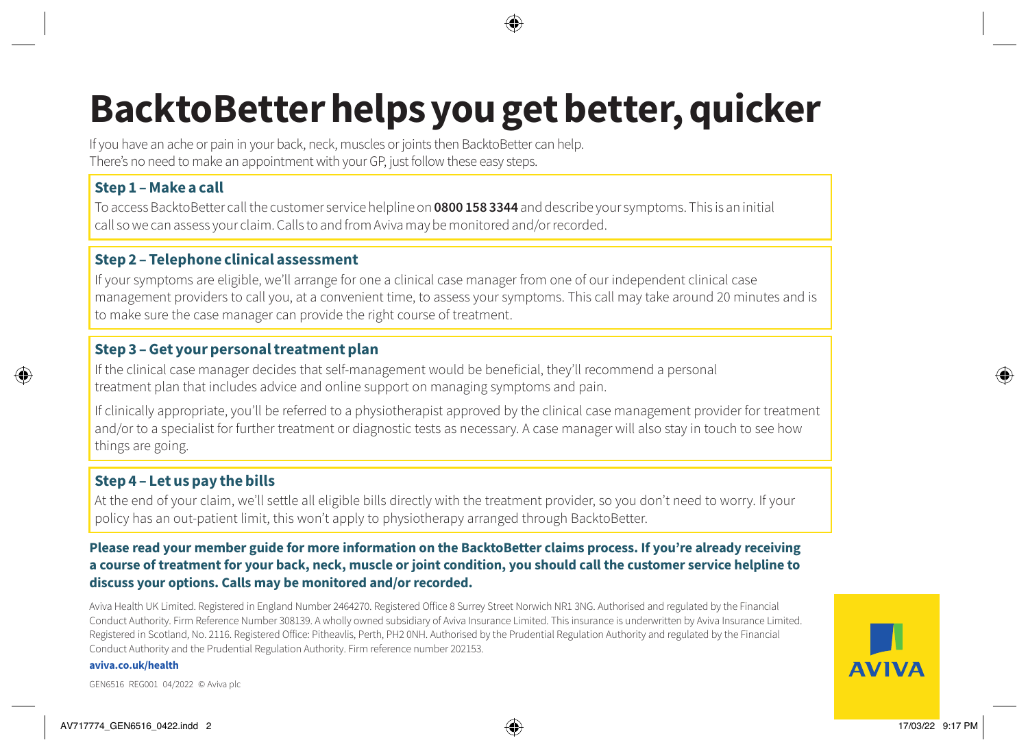# BacktoBetter helps you get better, quicker

If you have an ache or pain in your back, neck, muscles or joints then BacktoBetter can help.
There's no need to make an appointment with your GP, just follow these easy steps.

### Step 1 – Make a call

To access BacktoBetter call the customer service helpline on **0800 158 3344** and describe your symptoms. This is an initial call so we can assess your claim. Calls to and from Aviva may be monitored and/or recorded.

### Step 2 – Telephone clinical assessment

If your symptoms are eligible, we'll arrange for one a clinical case manager from one of our independent clinical case management providers to call you, at a convenient time, to assess your symptoms. This call may take around 20 minutes and is to make sure the case manager can provide the right course of treatment.

### Step 3 – Get your personal treatment plan

If the clinical case manager decides that self-management would be beneficial, they'll recommend a personal treatment plan that includes advice and online support on managing symptoms and pain.

If clinically appropriate, you'll be referred to a physiotherapist approved by the clinical case management provider for treatment and/or to a specialist for further treatment or diagnostic tests as necessary. A case manager will also stay in touch to see how things are going.

### Step 4 – Let us pay the bills

At the end of your claim, we'll settle all eligible bills directly with the treatment provider, so you don't need to worry. If your policy has an out-patient limit, this won't apply to physiotherapy arranged through BacktoBetter.

**Please read your member guide for more information on the BacktoBetter claims process. If you're already receiving a course of treatment for your back, neck, muscle or joint condition, you should call the customer service helpline to discuss your options. Calls may be monitored and/or recorded.**

Aviva Health UK Limited. Registered in England Number 2464270. Registered Office 8 Surrey Street Norwich NR1 3NG. Authorised and regulated by the Financial Conduct Authority. Firm Reference Number 308139. A wholly owned subsidiary of Aviva Insurance Limited. This insurance is underwritten by Aviva Insurance Limited. Registered in Scotland, No. 2116. Registered Office: Pitheavlis, Perth, PH2 0NH. Authorised by the Prudential Regulation Authority and regulated by the Financial Conduct Authority and the Prudential Regulation Authority. Firm reference number 202153.

**aviva.co.uk/health**

GEN6516 REG001 04/2022 © Aviva plc

AVIVA